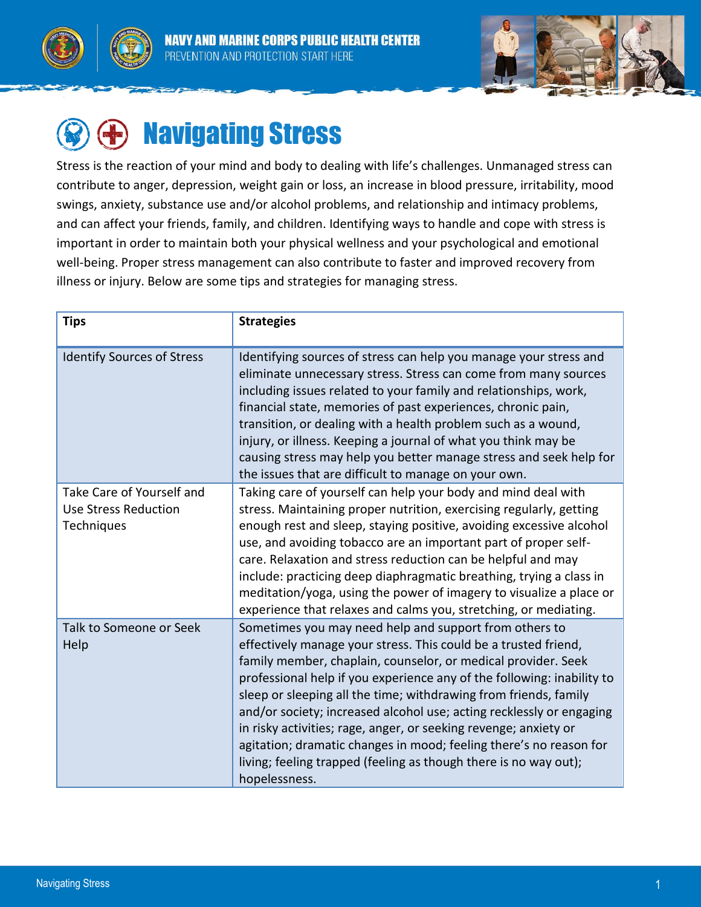NAVY AND MARINE CORPS PUBLIC HEALTH CENTER
PREVENTION AND PROTECTION START HERE

# Navigating Stress

Stress is the reaction of your mind and body to dealing with life's challenges. Unmanaged stress can contribute to anger, depression, weight gain or loss, an increase in blood pressure, irritability, mood swings, anxiety, substance use and/or alcohol problems, and relationship and intimacy problems, and can affect your friends, family, and children. Identifying ways to handle and cope with stress is important in order to maintain both your physical wellness and your psychological and emotional well-being. Proper stress management can also contribute to faster and improved recovery from illness or injury. Below are some tips and strategies for managing stress.

| Tips | Strategies |
|---|---|
| Identify Sources of Stress | Identifying sources of stress can help you manage your stress and eliminate unnecessary stress. Stress can come from many sources including issues related to your family and relationships, work, financial state, memories of past experiences, chronic pain, transition, or dealing with a health problem such as a wound, injury, or illness. Keeping a journal of what you think may be causing stress may help you better manage stress and seek help for the issues that are difficult to manage on your own. |
| Take Care of Yourself and Use Stress Reduction Techniques | Taking care of yourself can help your body and mind deal with stress. Maintaining proper nutrition, exercising regularly, getting enough rest and sleep, staying positive, avoiding excessive alcohol use, and avoiding tobacco are an important part of proper self-care. Relaxation and stress reduction can be helpful and may include: practicing deep diaphragmatic breathing, trying a class in meditation/yoga, using the power of imagery to visualize a place or experience that relaxes and calms you, stretching, or mediating. |
| Talk to Someone or Seek Help | Sometimes you may need help and support from others to effectively manage your stress. This could be a trusted friend, family member, chaplain, counselor, or medical provider. Seek professional help if you experience any of the following: inability to sleep or sleeping all the time; withdrawing from friends, family and/or society; increased alcohol use; acting recklessly or engaging in risky activities; rage, anger, or seeking revenge; anxiety or agitation; dramatic changes in mood; feeling there's no reason for living; feeling trapped (feeling as though there is no way out); hopelessness. |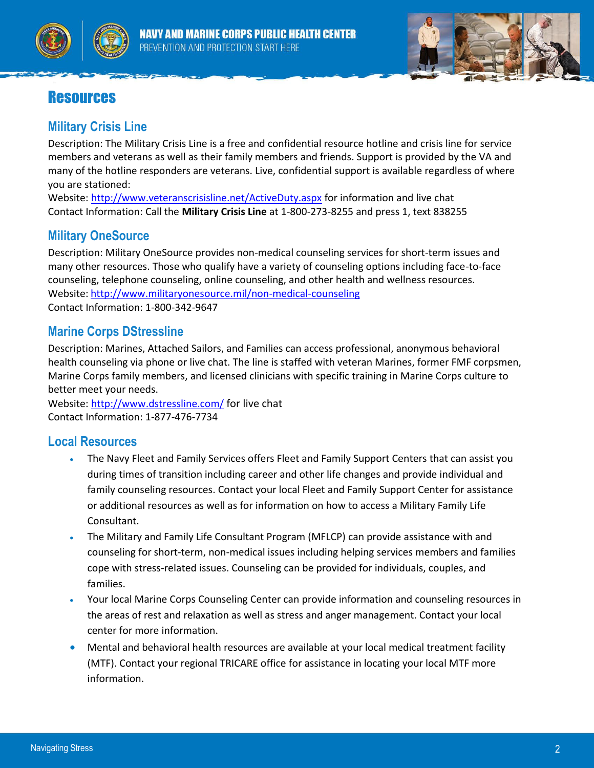# Resources

## Military Crisis Line

Description: The Military Crisis Line is a free and confidential resource hotline and crisis line for service members and veterans as well as their family members and friends. Support is provided by the VA and many of the hotline responders are veterans. Live, confidential support is available regardless of where you are stationed:

Website: [http://www.veteranscrisisline.net/ActiveDuty.aspx](http://www.veteranscrisisline.net/ActiveDuty.aspx) for information and live chat

Contact Information: Call the **Military Crisis Line** at 1-800-273-8255 and press 1, text 838255

## Military OneSource

Description: Military OneSource provides non-medical counseling services for short-term issues and many other resources. Those who qualify have a variety of counseling options including face-to-face counseling, telephone counseling, online counseling, and other health and wellness resources.

Website: [http://www.militaryonesource.mil/non-medical-counseling](http://www.militaryonesource.mil/non-medical-counseling)

Contact Information: 1-800-342-9647

## Marine Corps DStressline

Description: Marines, Attached Sailors, and Families can access professional, anonymous behavioral health counseling via phone or live chat. The line is staffed with veteran Marines, former FMF corpsmen, Marine Corps family members, and licensed clinicians with specific training in Marine Corps culture to better meet your needs.

Website: [http://www.dstressline.com/](http://www.dstressline.com/) for live chat

Contact Information: 1-877-476-7734

## Local Resources

- The Navy Fleet and Family Services offers Fleet and Family Support Centers that can assist you during times of transition including career and other life changes and provide individual and family counseling resources. Contact your local Fleet and Family Support Center for assistance or additional resources as well as for information on how to access a Military Family Life Consultant.
- The Military and Family Life Consultant Program (MFLCP) can provide assistance with and counseling for short-term, non-medical issues including helping services members and families cope with stress-related issues. Counseling can be provided for individuals, couples, and families.
- Your local Marine Corps Counseling Center can provide information and counseling resources in the areas of rest and relaxation as well as stress and anger management. Contact your local center for more information.
- Mental and behavioral health resources are available at your local medical treatment facility (MTF). Contact your regional TRICARE office for assistance in locating your local MTF more information.